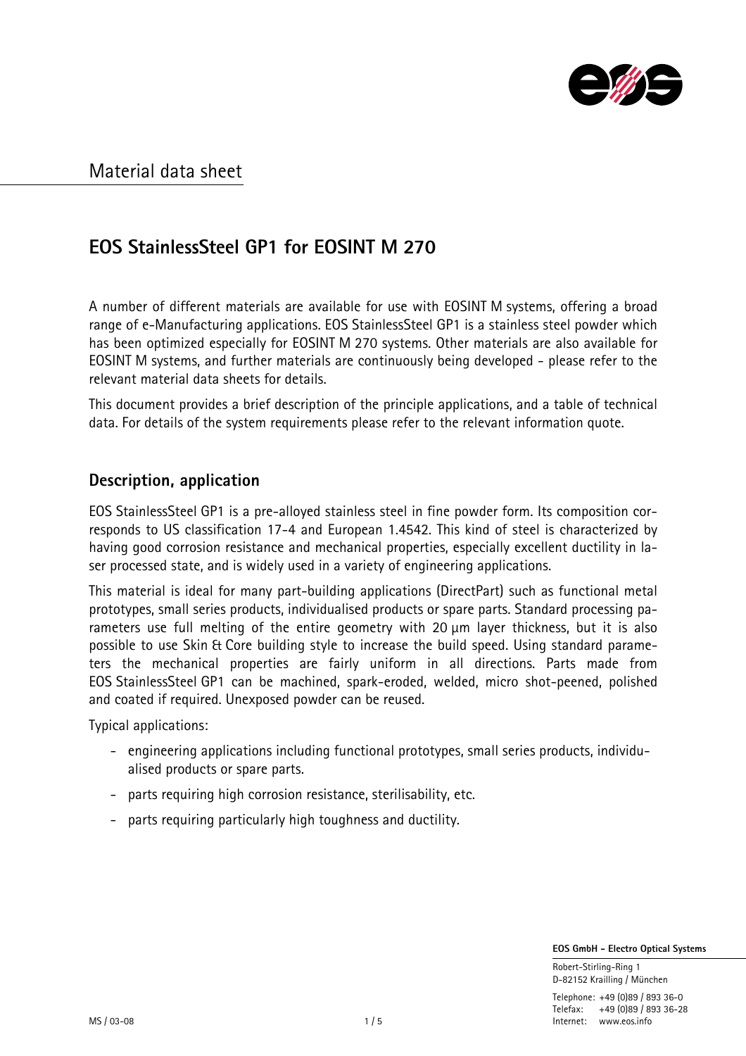Material data sheet

# EOS StainlessSteel GP1 for EOSINT M 270

A number of different materials are available for use with EOSINT M systems, offering a broad range of e-Manufacturing applications. EOS StainlessSteel GP1 is a stainless steel powder which has been optimized especially for EOSINT M 270 systems. Other materials are also available for EOSINT M systems, and further materials are continuously being developed - please refer to the relevant material data sheets for details.

This document provides a brief description of the principle applications, and a table of technical data. For details of the system requirements please refer to the relevant information quote.

## Description, application

EOS StainlessSteel GP1 is a pre-alloyed stainless steel in fine powder form. Its composition corresponds to US classification 17-4 and European 1.4542. This kind of steel is characterized by having good corrosion resistance and mechanical properties, especially excellent ductility in laser processed state, and is widely used in a variety of engineering applications.

This material is ideal for many part-building applications (DirectPart) such as functional metal prototypes, small series products, individualised products or spare parts. Standard processing parameters use full melting of the entire geometry with 20 µm layer thickness, but it is also possible to use Skin & Core building style to increase the build speed. Using standard parameters the mechanical properties are fairly uniform in all directions. Parts made from EOS StainlessSteel GP1 can be machined, spark-eroded, welded, micro shot-peened, polished and coated if required. Unexposed powder can be reused.

Typical applications:

- engineering applications including functional prototypes, small series products, individualised products or spare parts.
- parts requiring high corrosion resistance, sterilisability, etc.
- parts requiring particularly high toughness and ductility.

**EOS GmbH - Electro Optical Systems**

Robert-Stirling-Ring 1
D-82152 Krailling / München

Telephone: +49 (0)89 / 893 36-0
Telefax: +49 (0)89 / 893 36-28
Internet: www.eos.info

MS / 03-08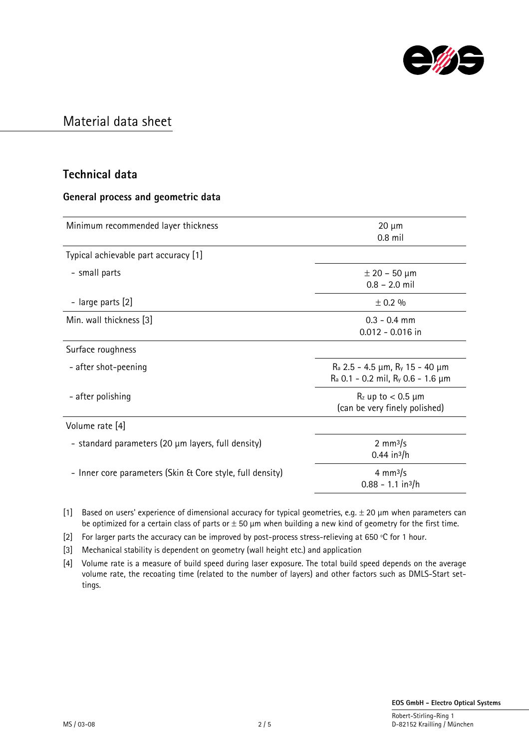# Material data sheet

## Technical data

### General process and geometric data

| | |
|---|---|
| Minimum recommended layer thickness | 20 µm<br>0.8 mil |
| Typical achievable part accuracy [1] | |
| - small parts | ± 20 – 50 µm<br>0.8 – 2.0 mil |
| - large parts [2] | ± 0.2 % |
| Min. wall thickness [3] | 0.3 - 0.4 mm<br>0.012 - 0.016 in |
| Surface roughness | |
| - after shot-peening | $R_a$ 2.5 - 4.5 µm, $R_y$ 15 - 40 µm<br>$R_a$ 0.1 - 0.2 mil, $R_y$ 0.6 - 1.6 µm |
| - after polishing | $R_z$ up to < 0.5 µm<br>(can be very finely polished) |
| Volume rate [4] | |
| - standard parameters (20 µm layers, full density) | 2 mm³/s<br>0.44 in³/h |
| - Inner core parameters (Skin & Core style, full density) | 4 mm³/s<br>0.88 - 1.1 in³/h |

[1] Based on users' experience of dimensional accuracy for typical geometries, e.g. ± 20 µm when parameters can be optimized for a certain class of parts or ± 50 µm when building a new kind of geometry for the first time.

[2] For larger parts the accuracy can be improved by post-process stress-relieving at 650 °C for 1 hour.

[3] Mechanical stability is dependent on geometry (wall height etc.) and application

[4] Volume rate is a measure of build speed during laser exposure. The total build speed depends on the average volume rate, the recoating time (related to the number of layers) and other factors such as DMLS-Start settings.

MS / 03-08

**EOS GmbH - Electro Optical Systems**
Robert-Stirling-Ring 1
D-82152 Krailling / München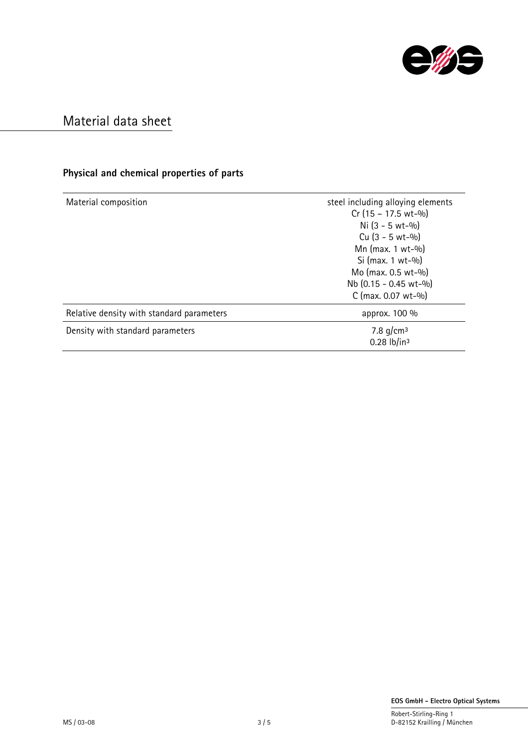# Material data sheet

## Physical and chemical properties of parts

| | |
|---|---|
| Material composition | steel including alloying elements<br>Cr (15 – 17.5 wt-%)<br>Ni (3 - 5 wt-%)<br>Cu (3 - 5 wt-%)<br>Mn (max. 1 wt-%)<br>Si (max. 1 wt-%)<br>Mo (max. 0.5 wt-%)<br>Nb (0.15 - 0.45 wt-%)<br>C (max. 0.07 wt-%) |
| Relative density with standard parameters | approx. 100 % |
| Density with standard parameters | 7.8 g/cm³<br>0.28 lb/in³ |

**EOS GmbH - Electro Optical Systems**

Robert-Stirling-Ring 1
D-82152 Krailling / München

MS / 03-08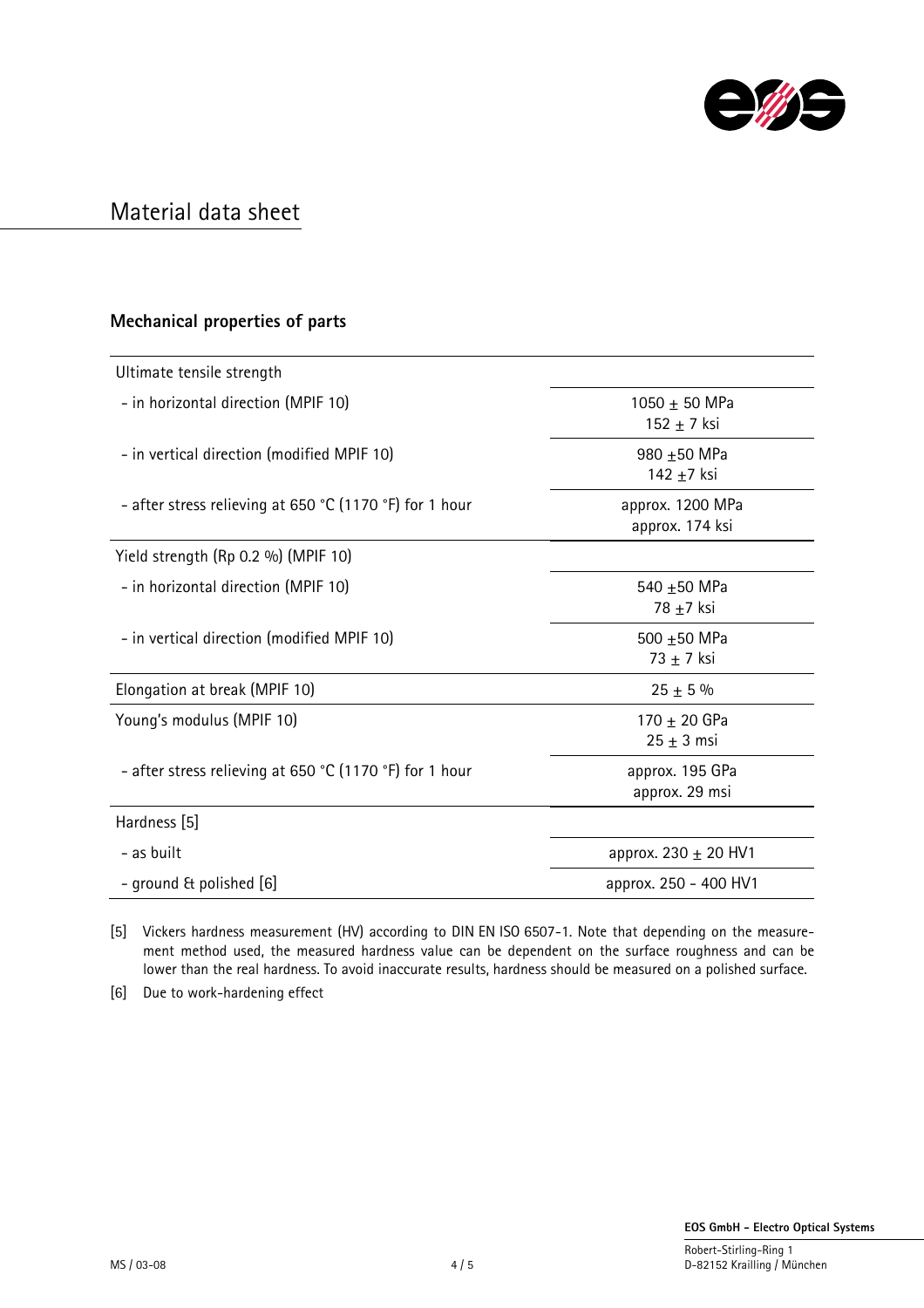# Material data sheet

## Mechanical properties of parts

| | |
|---|---|
| Ultimate tensile strength | |
| - in horizontal direction (MPIF 10) | 1050 ± 50 MPa<br>152 ± 7 ksi |
| - in vertical direction (modified MPIF 10) | 980 ±50 MPa<br>142 ±7 ksi |
| - after stress relieving at 650 °C (1170 °F) for 1 hour | approx. 1200 MPa<br>approx. 174 ksi |
| Yield strength (Rp 0.2 %) (MPIF 10) | |
| - in horizontal direction (MPIF 10) | 540 ±50 MPa<br>78 ±7 ksi |
| - in vertical direction (modified MPIF 10) | 500 ±50 MPa<br>73 ± 7 ksi |
| Elongation at break (MPIF 10) | 25 ± 5 % |
| Young's modulus (MPIF 10) | 170 ± 20 GPa<br>25 ± 3 msi |
| - after stress relieving at 650 °C (1170 °F) for 1 hour | approx. 195 GPa<br>approx. 29 msi |
| Hardness [5] | |
| - as built | approx. 230 ± 20 HV1 |
| - ground & polished [6] | approx. 250 - 400 HV1 |

[5] Vickers hardness measurement (HV) according to DIN EN ISO 6507-1. Note that depending on the measurement method used, the measured hardness value can be dependent on the surface roughness and can be lower than the real hardness. To avoid inaccurate results, hardness should be measured on a polished surface.

[6] Due to work-hardening effect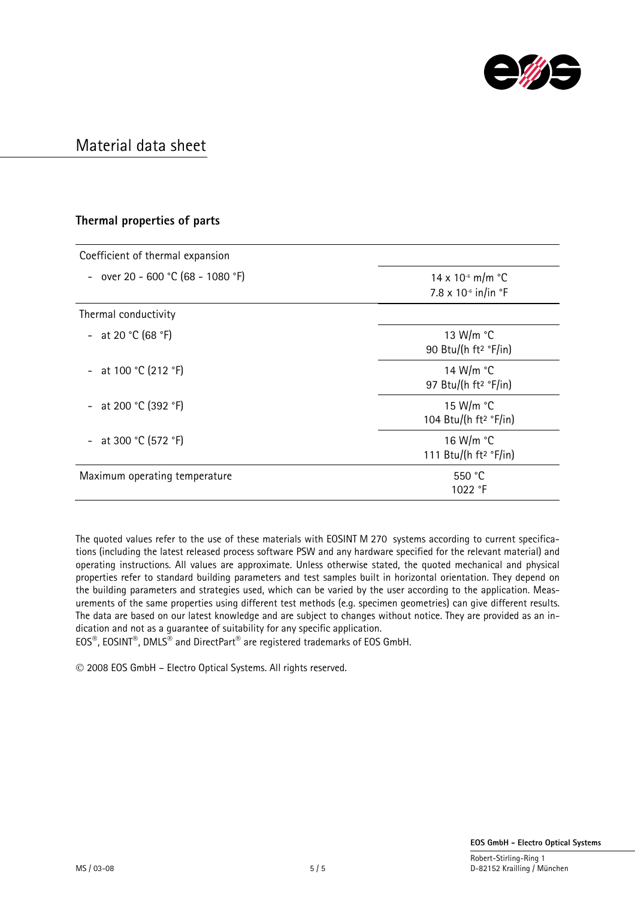# Material data sheet

## Thermal properties of parts

| | |
|---|---|
| Coefficient of thermal expansion | |
| - over 20 - 600 °C (68 - 1080 °F) | 14 x $10^{-6}$ m/m °C<br>7.8 x $10^{-6}$ in/in °F |
| Thermal conductivity | |
| - at 20 °C (68 °F) | 13 W/m °C<br>90 Btu/(h $ft^2$ °F/in) |
| - at 100 °C (212 °F) | 14 W/m °C<br>97 Btu/(h $ft^2$ °F/in) |
| - at 200 °C (392 °F) | 15 W/m °C<br>104 Btu/(h $ft^2$ °F/in) |
| - at 300 °C (572 °F) | 16 W/m °C<br>111 Btu/(h $ft^2$ °F/in) |
| Maximum operating temperature | 550 °C<br>1022 °F |

The quoted values refer to the use of these materials with EOSINT M 270 systems according to current specifications (including the latest released process software PSW and any hardware specified for the relevant material) and operating instructions. All values are approximate. Unless otherwise stated, the quoted mechanical and physical properties refer to standard building parameters and test samples built in horizontal orientation. They depend on the building parameters and strategies used, which can be varied by the user according to the application. Measurements of the same properties using different test methods (e.g. specimen geometries) can give different results. The data are based on our latest knowledge and are subject to changes without notice. They are provided as an indication and not as a guarantee of suitability for any specific application.
EOS®, EOSINT®, DMLS® and DirectPart® are registered trademarks of EOS GmbH.

© 2008 EOS GmbH – Electro Optical Systems. All rights reserved.

**EOS GmbH - Electro Optical Systems**

Robert-Stirling-Ring 1
D-82152 Krailling / München

MS / 03-08